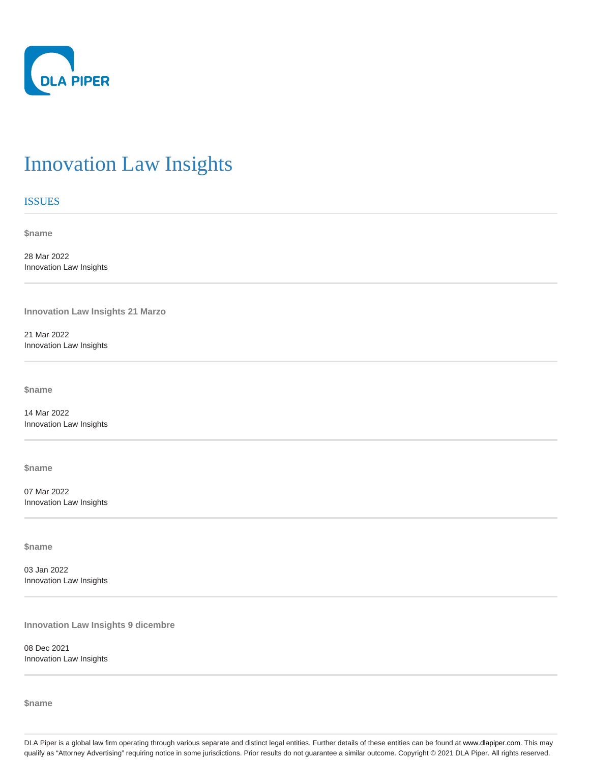DLA PIPER

# Innovation Law Insights

## ISSUES

**$name**

28 Mar 2022
Innovation Law Insights

---

**Innovation Law Insights 21 Marzo**

21 Mar 2022
Innovation Law Insights

---

**$name**

14 Mar 2022
Innovation Law Insights

---

**$name**

07 Mar 2022
Innovation Law Insights

---

**$name**

03 Jan 2022
Innovation Law Insights

---

**Innovation Law Insights 9 dicembre**

08 Dec 2021
Innovation Law Insights

---

**$name**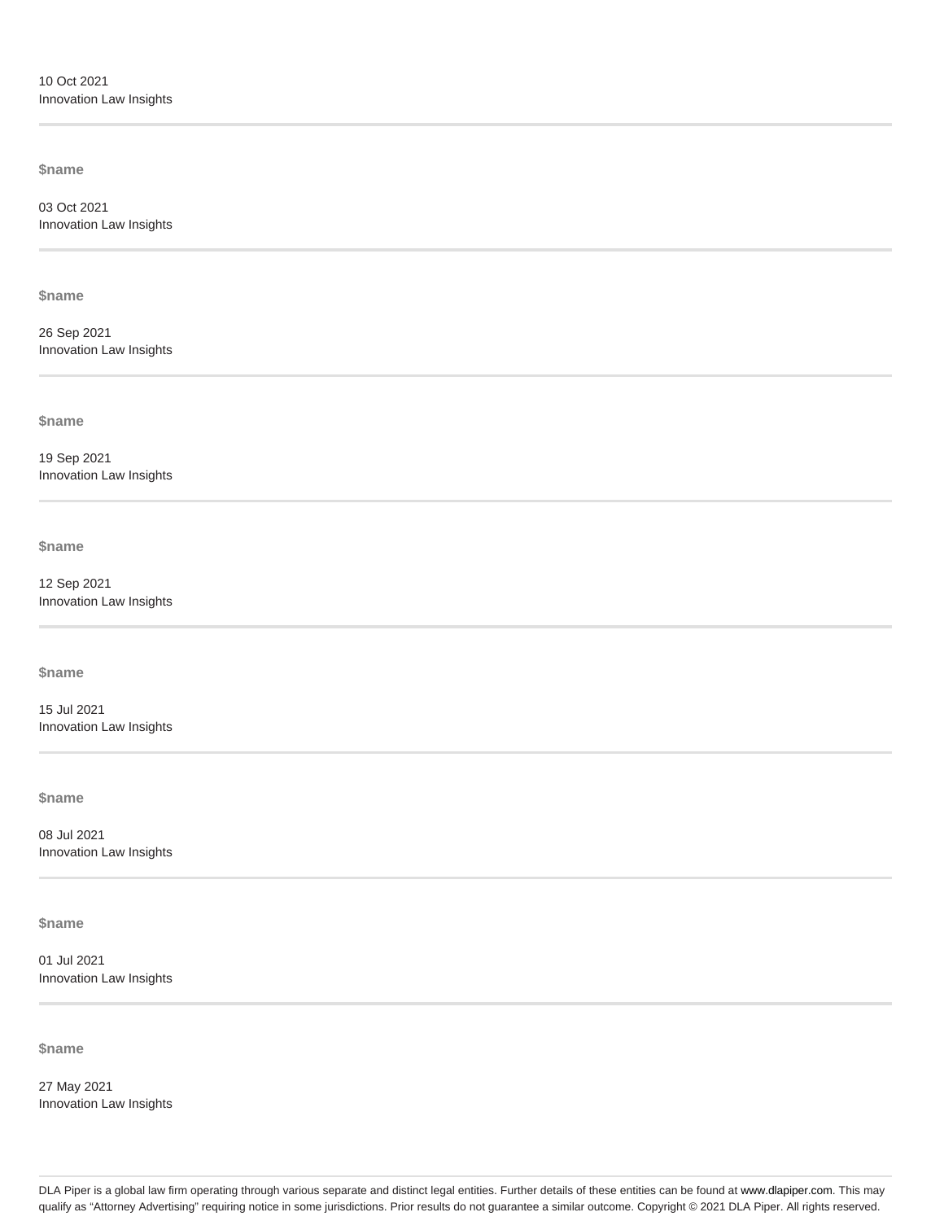10 Oct 2021
Innovation Law Insights

---

**$name**

03 Oct 2021
Innovation Law Insights

---

**$name**

26 Sep 2021
Innovation Law Insights

---

**$name**

19 Sep 2021
Innovation Law Insights

---

**$name**

12 Sep 2021
Innovation Law Insights

---

**$name**

15 Jul 2021
Innovation Law Insights

---

**$name**

08 Jul 2021
Innovation Law Insights

---

**$name**

01 Jul 2021
Innovation Law Insights

---

**$name**

27 May 2021
Innovation Law Insights

---

DLA Piper is a global law firm operating through various separate and distinct legal entities. Further details of these entities can be found at www.dlapiper.com. This may qualify as "Attorney Advertising" requiring notice in some jurisdictions. Prior results do not guarantee a similar outcome. Copyright © 2021 DLA Piper. All rights reserved.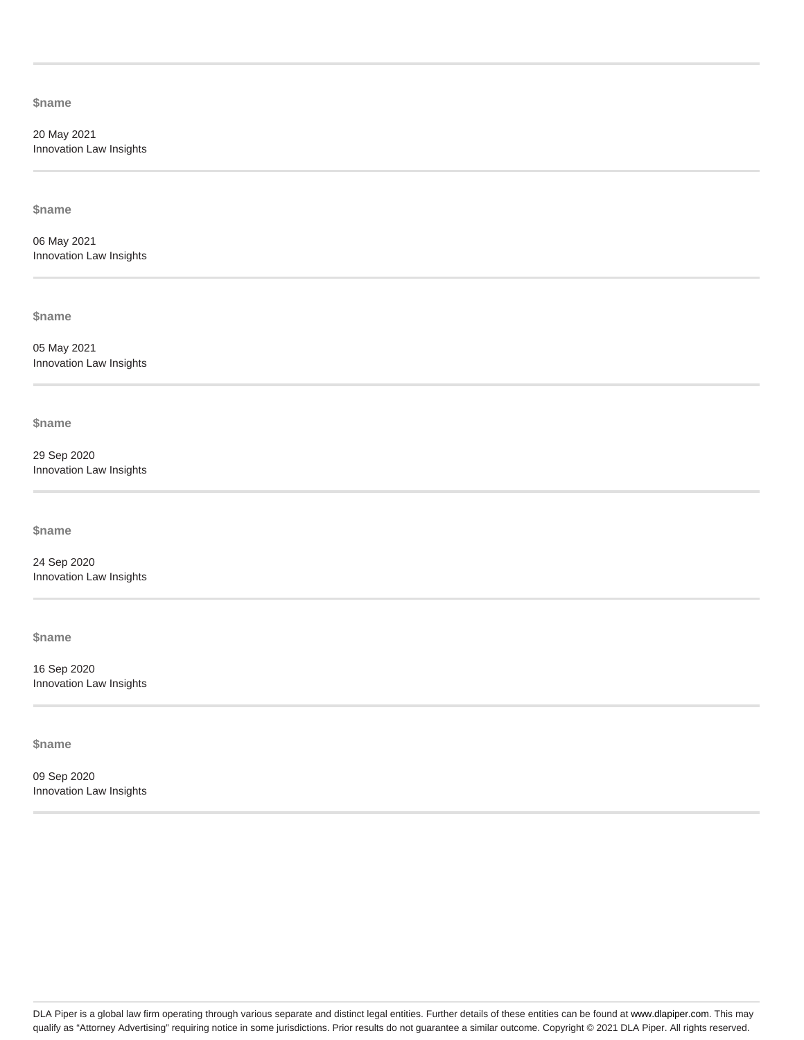**$name**

20 May 2021
Innovation Law Insights

**$name**

06 May 2021
Innovation Law Insights

**$name**

05 May 2021
Innovation Law Insights

**$name**

29 Sep 2020
Innovation Law Insights

**$name**

24 Sep 2020
Innovation Law Insights

**$name**

16 Sep 2020
Innovation Law Insights

**$name**

09 Sep 2020
Innovation Law Insights

DLA Piper is a global law firm operating through various separate and distinct legal entities. Further details of these entities can be found at www.dlapiper.com. This may qualify as "Attorney Advertising" requiring notice in some jurisdictions. Prior results do not guarantee a similar outcome. Copyright © 2021 DLA Piper. All rights reserved.